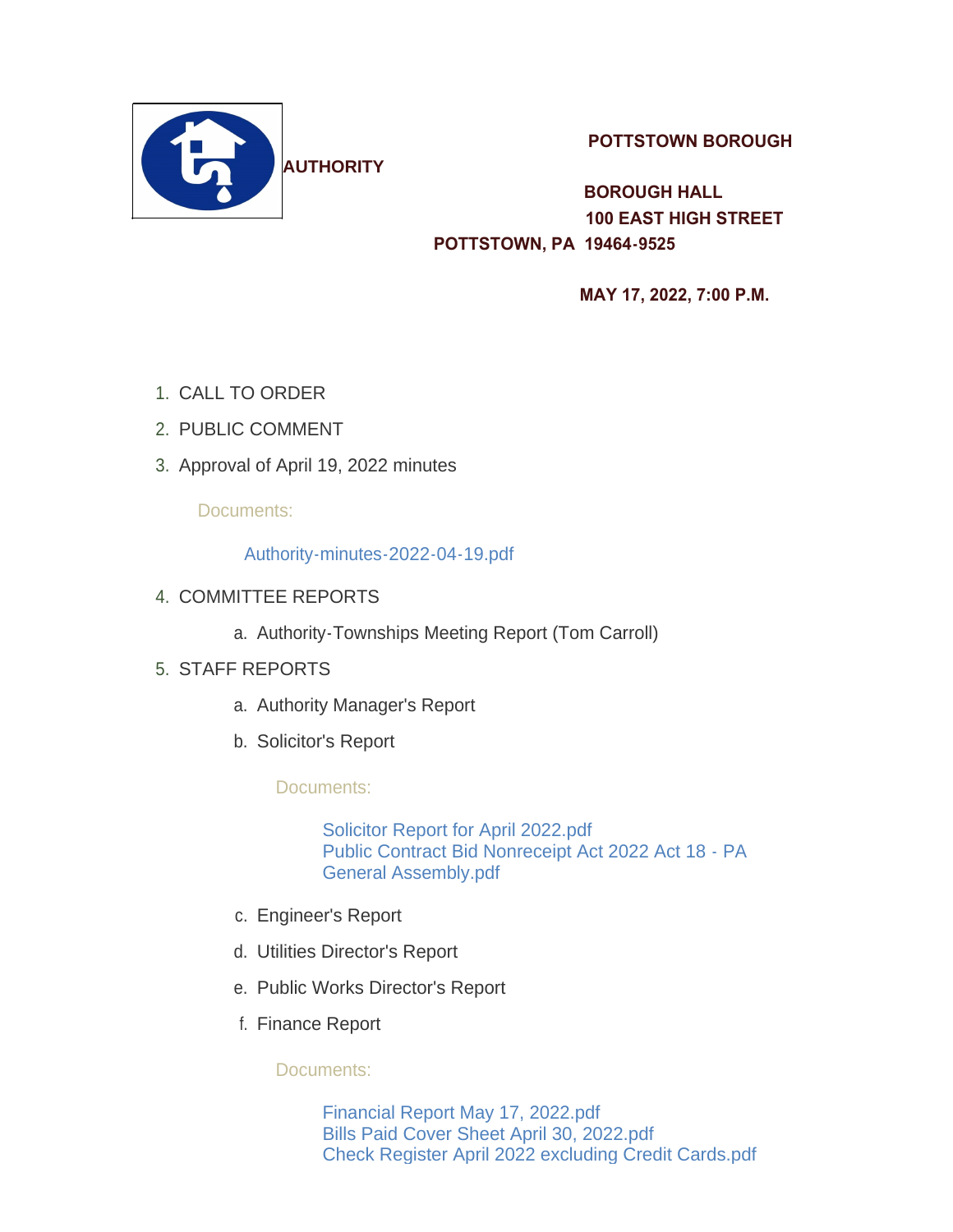**AUTHORITY**

**POTTSTOWN BOROUGH**

**BOROUGH HALL**
**100 EAST HIGH STREET**
**POTTSTOWN, PA 19464-9525**

**MAY 17, 2022, 7:00 P.M.**

1. CALL TO ORDER
2. PUBLIC COMMENT
3. Approval of April 19, 2022 minutes

   Documents:

   Authority-minutes-2022-04-19.pdf

4. COMMITTEE REPORTS
   a. Authority-Townships Meeting Report (Tom Carroll)
5. STAFF REPORTS
   a. Authority Manager's Report
   b. Solicitor's Report

      Documents:

      Solicitor Report for April 2022.pdf
      Public Contract Bid Nonreceipt Act 2022 Act 18 - PA General Assembly.pdf

   c. Engineer's Report
   d. Utilities Director's Report
   e. Public Works Director's Report
   f. Finance Report

      Documents:

      Financial Report May 17, 2022.pdf
      Bills Paid Cover Sheet April 30, 2022.pdf
      Check Register April 2022 excluding Credit Cards.pdf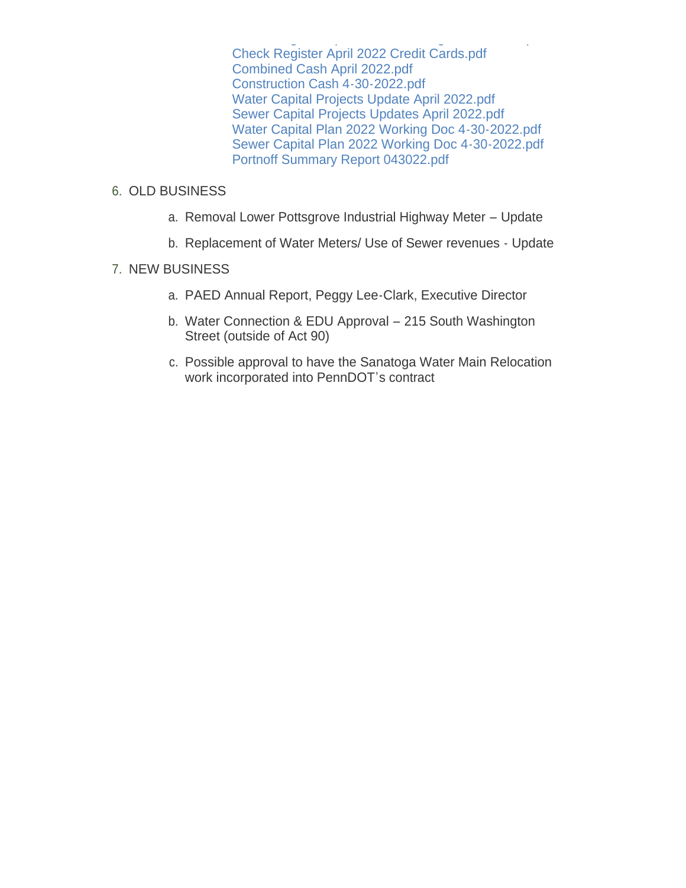Check Register April 2022 Credit Cards.pdf
Combined Cash April 2022.pdf
Construction Cash 4-30-2022.pdf
Water Capital Projects Update April 2022.pdf
Sewer Capital Projects Updates April 2022.pdf
Water Capital Plan 2022 Working Doc 4-30-2022.pdf
Sewer Capital Plan 2022 Working Doc 4-30-2022.pdf
Portnoff Summary Report 043022.pdf

6. OLD BUSINESS

   a. Removal Lower Pottsgrove Industrial Highway Meter – Update

   b. Replacement of Water Meters/ Use of Sewer revenues - Update

7. NEW BUSINESS

   a. PAED Annual Report, Peggy Lee-Clark, Executive Director

   b. Water Connection & EDU Approval – 215 South Washington Street (outside of Act 90)

   c. Possible approval to have the Sanatoga Water Main Relocation work incorporated into PennDOT's contract